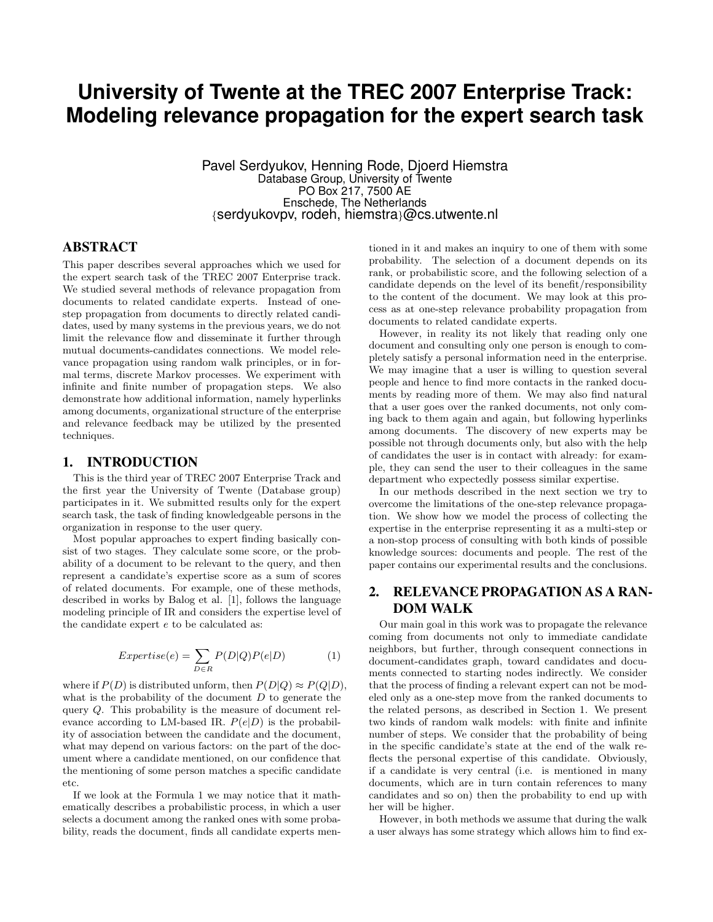# University of Twente at the TREC 2007 Enterprise Track: Modeling relevance propagation for the expert search task

Pavel Serdyukov, Henning Rode, Djoerd Hiemstra
Database Group, University of Twente
PO Box 217, 7500 AE
Enschede, The Netherlands
{serdyukovpv, rodeh, hiemstra}@cs.utwente.nl

## ABSTRACT

This paper describes several approaches which we used for the expert search task of the TREC 2007 Enterprise track. We studied several methods of relevance propagation from documents to related candidate experts. Instead of one-step propagation from documents to directly related candidates, used by many systems in the previous years, we do not limit the relevance flow and disseminate it further through mutual documents-candidates connections. We model relevance propagation using random walk principles, or in formal terms, discrete Markov processes. We experiment with infinite and finite number of propagation steps. We also demonstrate how additional information, namely hyperlinks among documents, organizational structure of the enterprise and relevance feedback may be utilized by the presented techniques.

## 1. INTRODUCTION

This is the third year of TREC 2007 Enterprise Track and the first year the University of Twente (Database group) participates in it. We submitted results only for the expert search task, the task of finding knowledgeable persons in the organization in response to the user query.

Most popular approaches to expert finding basically consist of two stages. They calculate some score, or the probability of a document to be relevant to the query, and then represent a candidate's expertise score as a sum of scores of related documents. For example, one of these methods, described in works by Balog et al. [1], follows the language modeling principle of IR and considers the expertise level of the candidate expert $e$ to be calculated as:

$$Expertise(e) = \sum_{D \in R} P(D|Q)P(e|D) \tag{1}$$

where if $P(D)$ is distributed unform, then $P(D|Q) \approx P(Q|D)$, what is the probability of the document $D$ to generate the query $Q$. This probability is the measure of document relevance according to LM-based IR. $P(e|D)$ is the probability of association between the candidate and the document, what may depend on various factors: on the part of the document where a candidate mentioned, on our confidence that the mentioning of some person matches a specific candidate etc.

If we look at the Formula 1 we may notice that it mathematically describes a probabilistic process, in which a user selects a document among the ranked ones with some probability, reads the document, finds all candidate experts mentioned in it and makes an inquiry to one of them with some probability. The selection of a document depends on its rank, or probabilistic score, and the following selection of a candidate depends on the level of its benefit/responsibility to the content of the document. We may look at this process as at one-step relevance probability propagation from documents to related candidate experts.

However, in reality its not likely that reading only one document and consulting only one person is enough to completely satisfy a personal information need in the enterprise. We may imagine that a user is willing to question several people and hence to find more contacts in the ranked documents by reading more of them. We may also find natural that a user goes over the ranked documents, not only coming back to them again and again, but following hyperlinks among documents. The discovery of new experts may be possible not through documents only, but also with the help of candidates the user is in contact with already: for example, they can send the user to their colleagues in the same department who expectedly possess similar expertise.

In our methods described in the next section we try to overcome the limitations of the one-step relevance propagation. We show how we model the process of collecting the expertise in the enterprise representing it as a multi-step or a non-stop process of consulting with both kinds of possible knowledge sources: documents and people. The rest of the paper contains our experimental results and the conclusions.

## 2. RELEVANCE PROPAGATION AS A RANDOM WALK

Our main goal in this work was to propagate the relevance coming from documents not only to immediate candidate neighbors, but further, through consequent connections in document-candidates graph, toward candidates and documents connected to starting nodes indirectly. We consider that the process of finding a relevant expert can not be modeled only as a one-step move from the ranked documents to the related persons, as described in Section 1. We present two kinds of random walk models: with finite and infinite number of steps. We consider that the probability of being in the specific candidate's state at the end of the walk reflects the personal expertise of this candidate. Obviously, if a candidate is very central (i.e. is mentioned in many documents, which are in turn contain references to many candidates and so on) then the probability to end up with her will be higher.

However, in both methods we assume that during the walk a user always has some strategy which allows him to find ex-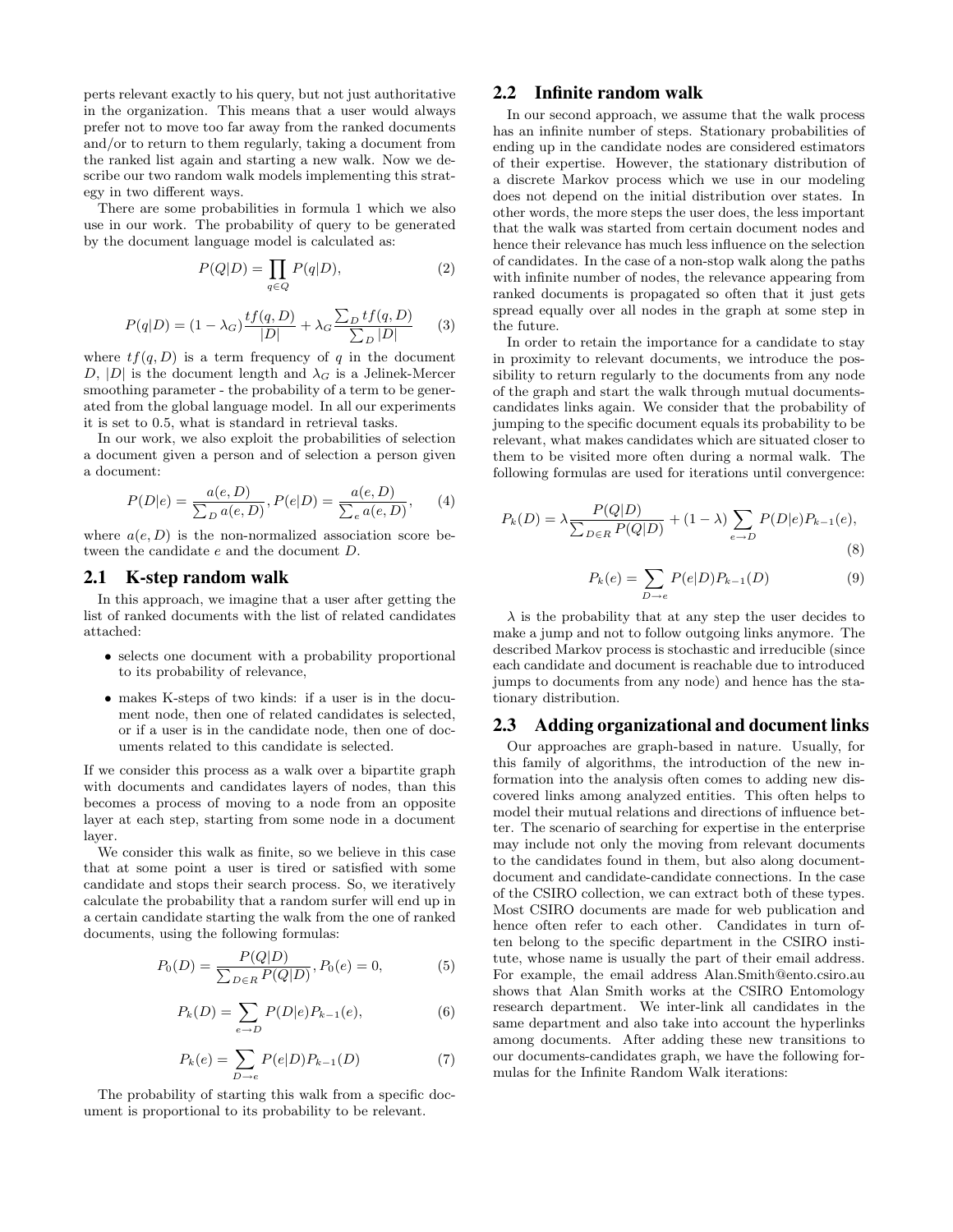perts relevant exactly to his query, but not just authoritative in the organization. This means that a user would always prefer not to move too far away from the ranked documents and/or to return to them regularly, taking a document from the ranked list again and starting a new walk. Now we describe our two random walk models implementing this strategy in two different ways.

There are some probabilities in formula 1 which we also use in our work. The probability of query to be generated by the document language model is calculated as:

$$P(Q|D) = \prod_{q \in Q} P(q|D), \tag{2}$$

$$P(q|D) = (1 - \lambda_G)\frac{tf(q, D)}{|D|} + \lambda_G \frac{\sum_D tf(q, D)}{\sum_D |D|} \tag{3}$$

where $tf(q, D)$ is a term frequency of $q$ in the document $D$, $|D|$ is the document length and $\lambda_G$ is a Jelinek-Mercer smoothing parameter - the probability of a term to be generated from the global language model. In all our experiments it is set to 0.5, what is standard in retrieval tasks.

In our work, we also exploit the probabilities of selection a document given a person and of selection a person given a document:

$$P(D|e) = \frac{a(e, D)}{\sum_D a(e, D)}, P(e|D) = \frac{a(e, D)}{\sum_e a(e, D)}, \tag{4}$$

where $a(e, D)$ is the non-normalized association score between the candidate $e$ and the document $D$.

## 2.1 K-step random walk

In this approach, we imagine that a user after getting the list of ranked documents with the list of related candidates attached:

- selects one document with a probability proportional to its probability of relevance,
- makes K-steps of two kinds: if a user is in the document node, then one of related candidates is selected, or if a user is in the candidate node, then one of documents related to this candidate is selected.

If we consider this process as a walk over a bipartite graph with documents and candidates layers of nodes, than this becomes a process of moving to a node from an opposite layer at each step, starting from some node in a document layer.

We consider this walk as finite, so we believe in this case that at some point a user is tired or satisfied with some candidate and stops their search process. So, we iteratively calculate the probability that a random surfer will end up in a certain candidate starting the walk from the one of ranked documents, using the following formulas:

$$P_0(D) = \frac{P(Q|D)}{\sum_{D \in R} P(Q|D)}, P_0(e) = 0, \tag{5}$$

$$P_k(D) = \sum_{e \to D} P(D|e) P_{k-1}(e), \tag{6}$$

$$P_k(e) = \sum_{D \to e} P(e|D) P_{k-1}(D) \tag{7}$$

The probability of starting this walk from a specific document is proportional to its probability to be relevant.

## 2.2 Infinite random walk

In our second approach, we assume that the walk process has an infinite number of steps. Stationary probabilities of ending up in the candidate nodes are considered estimators of their expertise. However, the stationary distribution of a discrete Markov process which we use in our modeling does not depend on the initial distribution over states. In other words, the more steps the user does, the less important that the walk was started from certain document nodes and hence their relevance has much less influence on the selection of candidates. In the case of a non-stop walk along the paths with infinite number of nodes, the relevance appearing from ranked documents is propagated so often that it just gets spread equally over all nodes in the graph at some step in the future.

In order to retain the importance for a candidate to stay in proximity to relevant documents, we introduce the possibility to return regularly to the documents from any node of the graph and start the walk through mutual documents-candidates links again. We consider that the probability of jumping to the specific document equals its probability to be relevant, what makes candidates which are situated closer to them to be visited more often during a normal walk. The following formulas are used for iterations until convergence:

$$P_k(D) = \lambda \frac{P(Q|D)}{\sum_{D \in R} P(Q|D)} + (1 - \lambda) \sum_{e \to D} P(D|e) P_{k-1}(e), \tag{8}$$

$$P_k(e) = \sum_{D \to e} P(e|D) P_{k-1}(D) \tag{9}$$

$\lambda$ is the probability that at any step the user decides to make a jump and not to follow outgoing links anymore. The described Markov process is stochastic and irreducible (since each candidate and document is reachable due to introduced jumps to documents from any node) and hence has the stationary distribution.

## 2.3 Adding organizational and document links

Our approaches are graph-based in nature. Usually, for this family of algorithms, the introduction of the new information into the analysis often comes to adding new discovered links among analyzed entities. This often helps to model their mutual relations and directions of influence better. The scenario of searching for expertise in the enterprise may include not only the moving from relevant documents to the candidates found in them, but also along document-document and candidate-candidate connections. In the case of the CSIRO collection, we can extract both of these types. Most CSIRO documents are made for web publication and hence often refer to each other. Candidates in turn often belong to the specific department in the CSIRO institute, whose name is usually the part of their email address. For example, the email address Alan.Smith@ento.csiro.au shows that Alan Smith works at the CSIRO Entomology research department. We inter-link all candidates in the same department and also take into account the hyperlinks among documents. After adding these new transitions to our documents-candidates graph, we have the following formulas for the Infinite Random Walk iterations: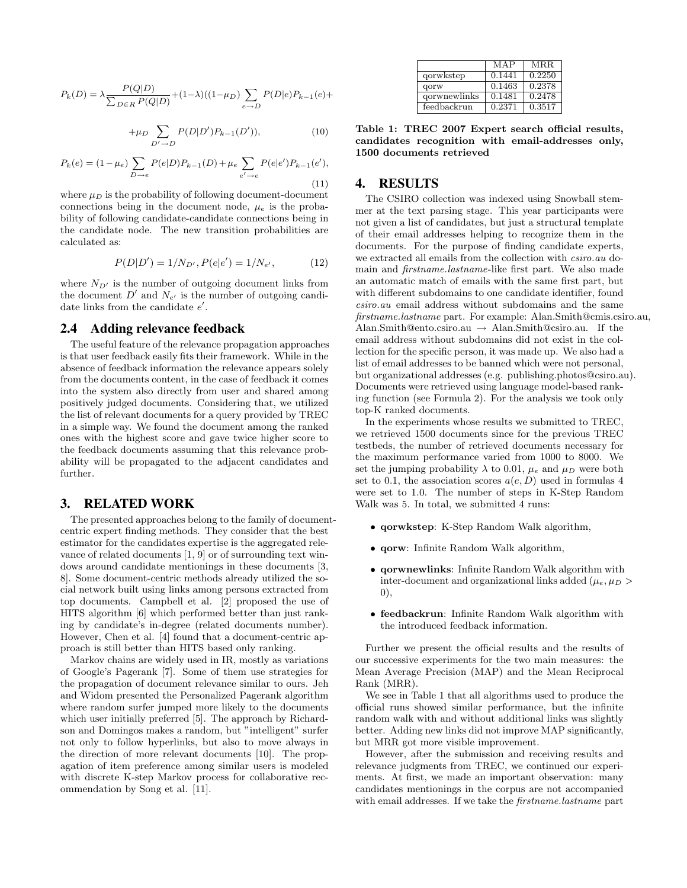$$P_k(D) = \lambda \frac{P(Q|D)}{\sum_{D \in R} P(Q|D)} + (1-\lambda)((1-\mu_D) \sum_{e \to D} P(D|e) P_{k-1}(e) +$$

$$+ \mu_D \sum_{D' \to D} P(D|D') P_{k-1}(D')), \quad (10)$$

$$P_k(e) = (1-\mu_e) \sum_{D \to e} P(e|D) P_{k-1}(D) + \mu_e \sum_{e' \to e} P(e|e') P_{k-1}(e'), \quad (11)$$

where $\mu_D$ is the probability of following document-document connections being in the document node, $\mu_e$ is the probability of following candidate-candidate connections being in the candidate node. The new transition probabilities are calculated as:

$$P(D|D') = 1/N_{D'}, P(e|e') = 1/N_{e'}, \quad (12)$$

where $N_{D'}$ is the number of outgoing document links from the document $D'$ and $N_{e'}$ is the number of outgoing candidate links from the candidate $e'$.

## 2.4 Adding relevance feedback

The useful feature of the relevance propagation approaches is that user feedback easily fits their framework. While in the absence of feedback information the relevance appears solely from the documents content, in the case of feedback it comes into the system also directly from user and shared among positively judged documents. Considering that, we utilized the list of relevant documents for a query provided by TREC in a simple way. We found the document among the ranked ones with the highest score and gave twice higher score to the feedback documents assuming that this relevance probability will be propagated to the adjacent candidates and further.

# 3. RELATED WORK

The presented approaches belong to the family of document-centric expert finding methods. They consider that the best estimator for the candidates expertise is the aggregated relevance of related documents [1, 9] or of surrounding text windows around candidate mentionings in these documents [3, 8]. Some document-centric methods already utilized the social network built using links among persons extracted from top documents. Campbell et al. [2] proposed the use of HITS algorithm [6] which performed better than just ranking by candidate's in-degree (related documents number). However, Chen et al. [4] found that a document-centric approach is still better than HITS based only ranking.

Markov chains are widely used in IR, mostly as variations of Google's Pagerank [7]. Some of them use strategies for the propagation of document relevance similar to ours. Jeh and Widom presented the Personalized Pagerank algorithm where random surfer jumped more likely to the documents which user initially preferred [5]. The approach by Richardson and Domingos makes a random, but "intelligent" surfer not only to follow hyperlinks, but also to move always in the direction of more relevant documents [10]. The propagation of item preference among similar users is modeled with discrete K-step Markov process for collaborative recommendation by Song et al. [11].

| | MAP | MRR |
|---|---|---|
| qorwkstep | 0.1441 | 0.2250 |
| qorw | 0.1463 | 0.2378 |
| qorwnewlinks | 0.1481 | 0.2478 |
| feedbackrun | 0.2371 | 0.3517 |

**Table 1: TREC 2007 Expert search official results, candidates recognition with email-addresses only, 1500 documents retrieved**

# 4. RESULTS

The CSIRO collection was indexed using Snowball stemmer at the text parsing stage. This year participants were not given a list of candidates, but just a structural template of their email addresses helping to recognize them in the documents. For the purpose of finding candidate experts, we extracted all emails from the collection with *csiro.au* domain and *firstname.lastname*-like first part. We also made an automatic match of emails with the same first part, but with different subdomains to one candidate identifier, found *csiro.au* email address without subdomains and the same *firstname.lastname* part. For example: Alan.Smith@cmis.csiro.au, Alan.Smith@ento.csiro.au → Alan.Smith@csiro.au. If the email address without subdomains did not exist in the collection for the specific person, it was made up. We also had a list of email addresses to be banned which were not personal, but organizational addresses (e.g. publishing.photos@csiro.au). Documents were retrieved using language model-based ranking function (see Formula 2). For the analysis we took only top-K ranked documents.

In the experiments whose results we submitted to TREC, we retrieved 1500 documents since for the previous TREC testbeds, the number of retrieved documents necessary for the maximum performance varied from 1000 to 8000. We set the jumping probability $\lambda$ to 0.01, $\mu_e$ and $\mu_D$ were both set to 0.1, the association scores $a(e, D)$ used in formulas 4 were set to 1.0. The number of steps in K-Step Random Walk was 5. In total, we submitted 4 runs:

- **qorwkstep**: K-Step Random Walk algorithm,
- **qorw**: Infinite Random Walk algorithm,
- **qorwnewlinks**: Infinite Random Walk algorithm with inter-document and organizational links added ($\mu_e, \mu_D > 0$),
- **feedbackrun**: Infinite Random Walk algorithm with the introduced feedback information.

Further we present the official results and the results of our successive experiments for the two main measures: the Mean Average Precision (MAP) and the Mean Reciprocal Rank (MRR).

We see in Table 1 that all algorithms used to produce the official runs showed similar performance, but the infinite random walk with and without additional links was slightly better. Adding new links did not improve MAP significantly, but MRR got more visible improvement.

However, after the submission and receiving results and relevance judgments from TREC, we continued our experiments. At first, we made an important observation: many candidates mentionings in the corpus are not accompanied with email addresses. If we take the *firstname.lastname* part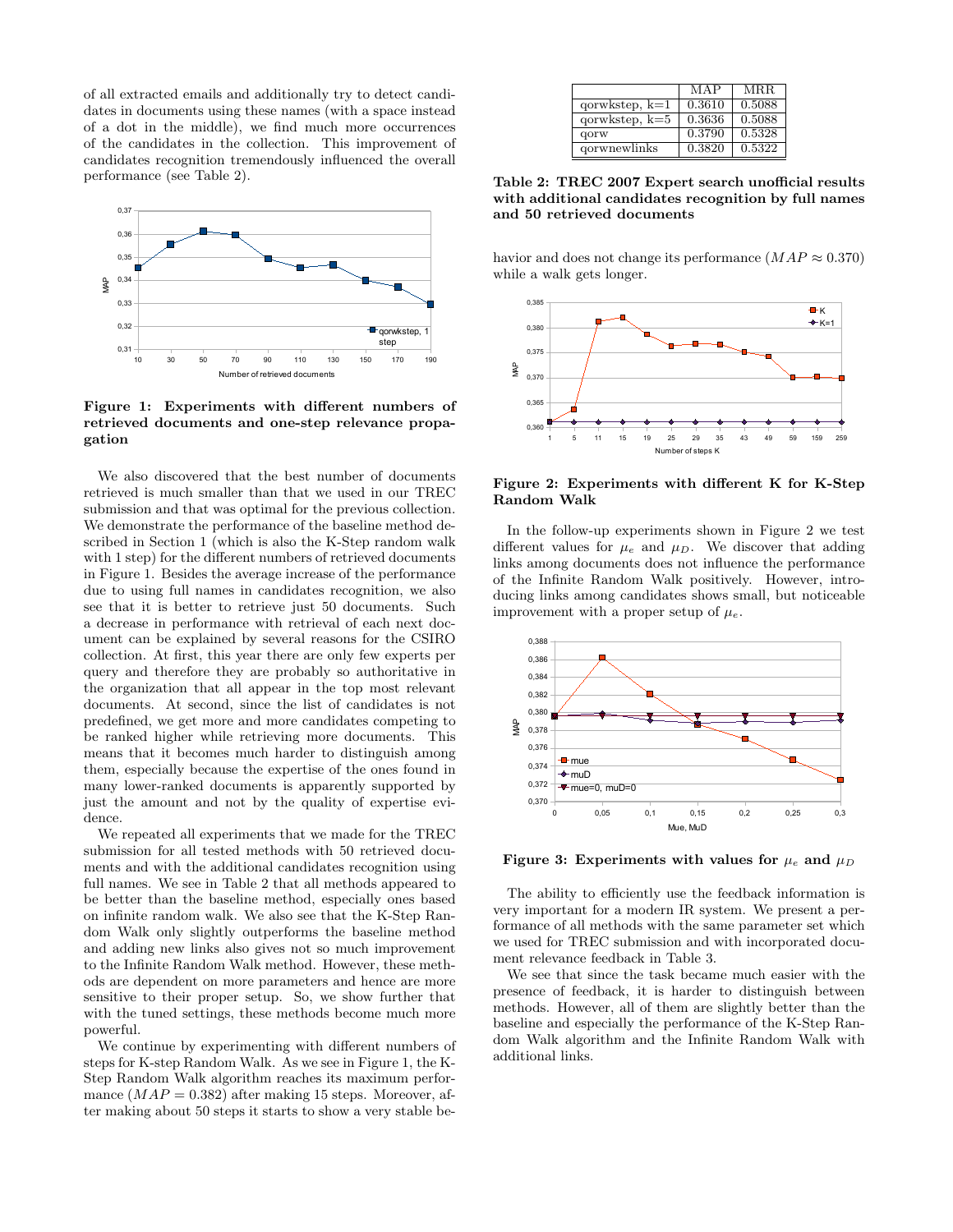of all extracted emails and additionally try to detect candidates in documents using these names (with a space instead of a dot in the middle), we find much more occurrences of the candidates in the collection. This improvement of candidates recognition tremendously influenced the overall performance (see Table 2).

**Figure 1: Experiments with different numbers of retrieved documents and one-step relevance propagation**

We also discovered that the best number of documents retrieved is much smaller than that we used in our TREC submission and that was optimal for the previous collection. We demonstrate the performance of the baseline method described in Section 1 (which is also the K-Step random walk with 1 step) for the different numbers of retrieved documents in Figure 1. Besides the average increase of the performance due to using full names in candidates recognition, we also see that it is better to retrieve just 50 documents. Such a decrease in performance with retrieval of each next document can be explained by several reasons for the CSIRO collection. At first, this year there are only few experts per query and therefore they are probably so authoritative in the organization that all appear in the top most relevant documents. At second, since the list of candidates is not predefined, we get more and more candidates competing to be ranked higher while retrieving more documents. This means that it becomes much harder to distinguish among them, especially because the expertise of the ones found in many lower-ranked documents is apparently supported by just the amount and not by the quality of expertise evidence.

We repeated all experiments that we made for the TREC submission for all tested methods with 50 retrieved documents and with the additional candidates recognition using full names. We see in Table 2 that all methods appeared to be better than the baseline method, especially ones based on infinite random walk. We also see that the K-Step Random Walk only slightly outperforms the baseline method and adding new links also gives not so much improvement to the Infinite Random Walk method. However, these methods are dependent on more parameters and hence are more sensitive to their proper setup. So, we show further that with the tuned settings, these methods become much more powerful.

We continue by experimenting with different numbers of steps for K-step Random Walk. As we see in Figure 1, the K-Step Random Walk algorithm reaches its maximum performance ($MAP = 0.382$) after making 15 steps. Moreover, after making about 50 steps it starts to show a very stable behavior and does not change its performance ($MAP \approx 0.370$) while a walk gets longer.

| | MAP | MRR |
|---|---|---|
| qorwkstep, k=1 | 0.3610 | 0.5088 |
| qorwkstep, k=5 | 0.3636 | 0.5088 |
| qorw | 0.3790 | 0.5328 |
| qorwnewlinks | 0.3820 | 0.5322 |

**Table 2: TREC 2007 Expert search unofficial results with additional candidates recognition by full names and 50 retrieved documents**

**Figure 2: Experiments with different K for K-Step Random Walk**

In the follow-up experiments shown in Figure 2 we test different values for $\mu_e$ and $\mu_D$. We discover that adding links among documents does not influence the performance of the Infinite Random Walk positively. However, introducing links among candidates shows small, but noticeable improvement with a proper setup of $\mu_e$.

**Figure 3: Experiments with values for $\mu_e$ and $\mu_D$**

The ability to efficiently use the feedback information is very important for a modern IR system. We present a performance of all methods with the same parameter set which we used for TREC submission and with incorporated document relevance feedback in Table 3.

We see that since the task became much easier with the presence of feedback, it is harder to distinguish between methods. However, all of them are slightly better than the baseline and especially the performance of the K-Step Random Walk algorithm and the Infinite Random Walk with additional links.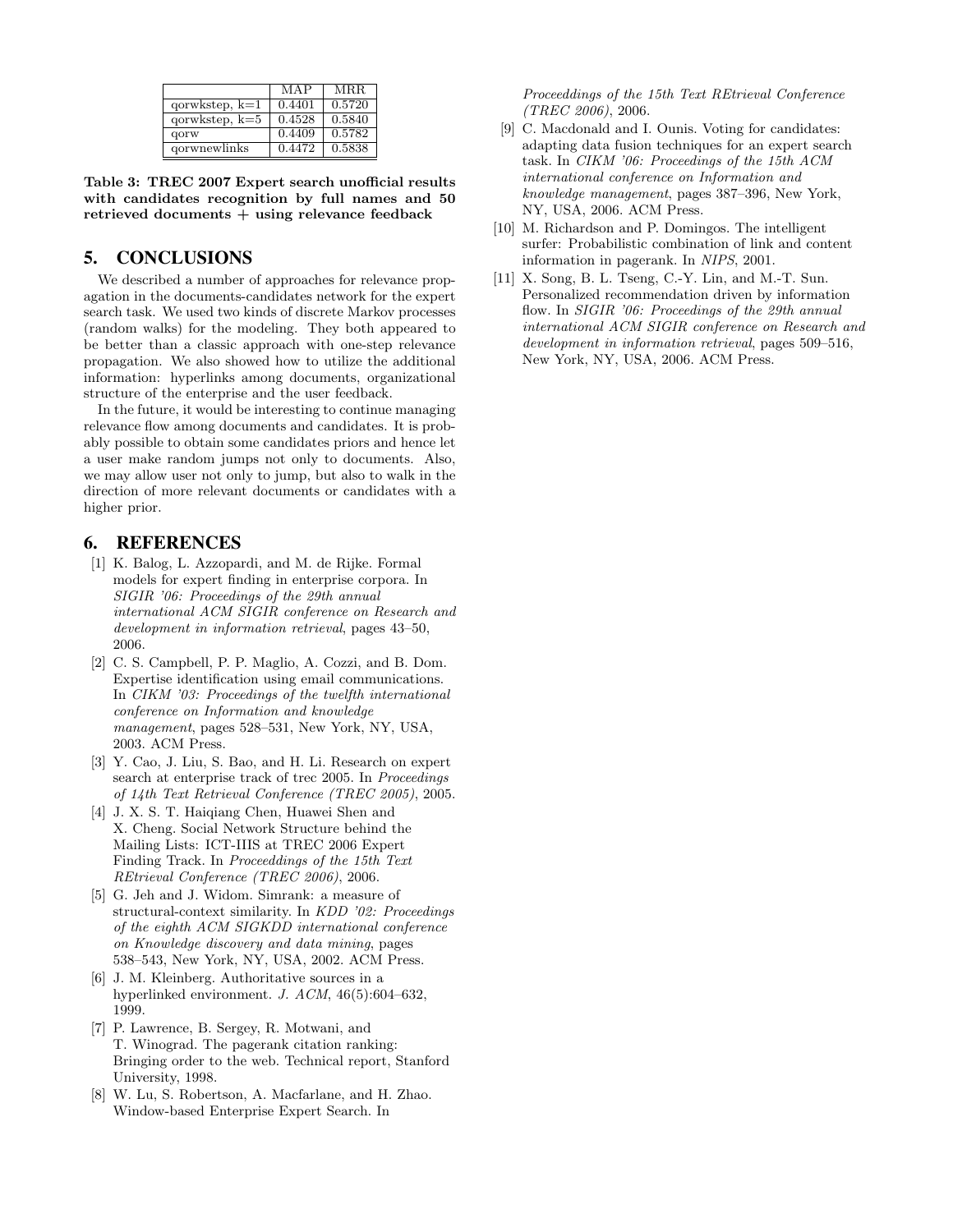| | MAP | MRR |
|---|---|---|
| qorwkstep, k=1 | 0.4401 | 0.5720 |
| qorwkstep, k=5 | 0.4528 | 0.5840 |
| qorw | 0.4409 | 0.5782 |
| qorwnewlinks | 0.4472 | 0.5838 |

**Table 3: TREC 2007 Expert search unofficial results with candidates recognition by full names and 50 retrieved documents + using relevance feedback**

## 5. CONCLUSIONS

We described a number of approaches for relevance propagation in the documents-candidates network for the expert search task. We used two kinds of discrete Markov processes (random walks) for the modeling. They both appeared to be better than a classic approach with one-step relevance propagation. We also showed how to utilize the additional information: hyperlinks among documents, organizational structure of the enterprise and the user feedback.

In the future, it would be interesting to continue managing relevance flow among documents and candidates. It is probably possible to obtain some candidates priors and hence let a user make random jumps not only to documents. Also, we may allow user not only to jump, but also to walk in the direction of more relevant documents or candidates with a higher prior.

## 6. REFERENCES

[1] K. Balog, L. Azzopardi, and M. de Rijke. Formal models for expert finding in enterprise corpora. In *SIGIR '06: Proceedings of the 29th annual international ACM SIGIR conference on Research and development in information retrieval*, pages 43–50, 2006.

[2] C. S. Campbell, P. P. Maglio, A. Cozzi, and B. Dom. Expertise identification using email communications. In *CIKM '03: Proceedings of the twelfth international conference on Information and knowledge management*, pages 528–531, New York, NY, USA, 2003. ACM Press.

[3] Y. Cao, J. Liu, S. Bao, and H. Li. Research on expert search at enterprise track of trec 2005. In *Proceedings of 14th Text Retrieval Conference (TREC 2005)*, 2005.

[4] J. X. S. T. Haiqiang Chen, Huawei Shen and X. Cheng. Social Network Structure behind the Mailing Lists: ICT-IIIS at TREC 2006 Expert Finding Track. In *Proceeddings of the 15th Text REtrieval Conference (TREC 2006)*, 2006.

[5] G. Jeh and J. Widom. Simrank: a measure of structural-context similarity. In *KDD '02: Proceedings of the eighth ACM SIGKDD international conference on Knowledge discovery and data mining*, pages 538–543, New York, NY, USA, 2002. ACM Press.

[6] J. M. Kleinberg. Authoritative sources in a hyperlinked environment. *J. ACM*, 46(5):604–632, 1999.

[7] P. Lawrence, B. Sergey, R. Motwani, and T. Winograd. The pagerank citation ranking: Bringing order to the web. Technical report, Stanford University, 1998.

[8] W. Lu, S. Robertson, A. Macfarlane, and H. Zhao. Window-based Enterprise Expert Search. In *Proceeddings of the 15th Text REtrieval Conference (TREC 2006)*, 2006.

[9] C. Macdonald and I. Ounis. Voting for candidates: adapting data fusion techniques for an expert search task. In *CIKM '06: Proceedings of the 15th ACM international conference on Information and knowledge management*, pages 387–396, New York, NY, USA, 2006. ACM Press.

[10] M. Richardson and P. Domingos. The intelligent surfer: Probabilistic combination of link and content information in pagerank. In *NIPS*, 2001.

[11] X. Song, B. L. Tseng, C.-Y. Lin, and M.-T. Sun. Personalized recommendation driven by information flow. In *SIGIR '06: Proceedings of the 29th annual international ACM SIGIR conference on Research and development in information retrieval*, pages 509–516, New York, NY, USA, 2006. ACM Press.